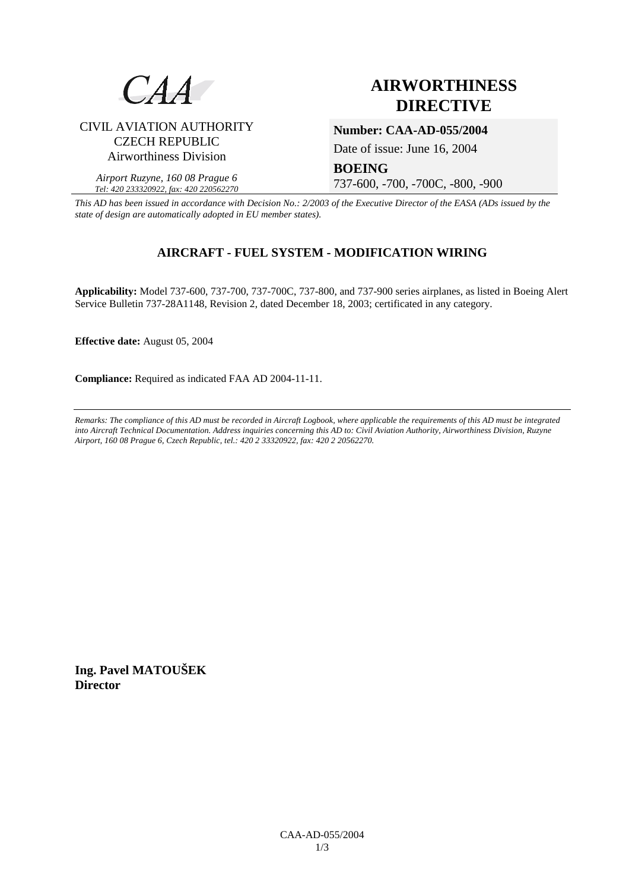CAA

CIVIL AVIATION AUTHORITY
CZECH REPUBLIC
Airworthiness Division

*Airport Ruzyne, 160 08 Prague 6*
*Tel: 420 233320922, fax: 420 220562270*

# AIRWORTHINESS DIRECTIVE

**Number: CAA-AD-055/2004**

Date of issue: June 16, 2004

**BOEING**

737-600, -700, -700C, -800, -900

*This AD has been issued in accordance with Decision No.: 2/2003 of the Executive Director of the EASA (ADs issued by the state of design are automatically adopted in EU member states).*

## AIRCRAFT - FUEL SYSTEM - MODIFICATION WIRING

**Applicability:** Model 737-600, 737-700, 737-700C, 737-800, and 737-900 series airplanes, as listed in Boeing Alert Service Bulletin 737-28A1148, Revision 2, dated December 18, 2003; certificated in any category.

**Effective date:** August 05, 2004

**Compliance:** Required as indicated FAA AD 2004-11-11.

---

*Remarks: The compliance of this AD must be recorded in Aircraft Logbook, where applicable the requirements of this AD must be integrated into Aircraft Technical Documentation. Address inquiries concerning this AD to: Civil Aviation Authority, Airworthiness Division, Ruzyne Airport, 160 08 Prague 6, Czech Republic, tel.: 420 2 33320922, fax: 420 2 20562270.*

**Ing. Pavel MATOUŠEK**
**Director**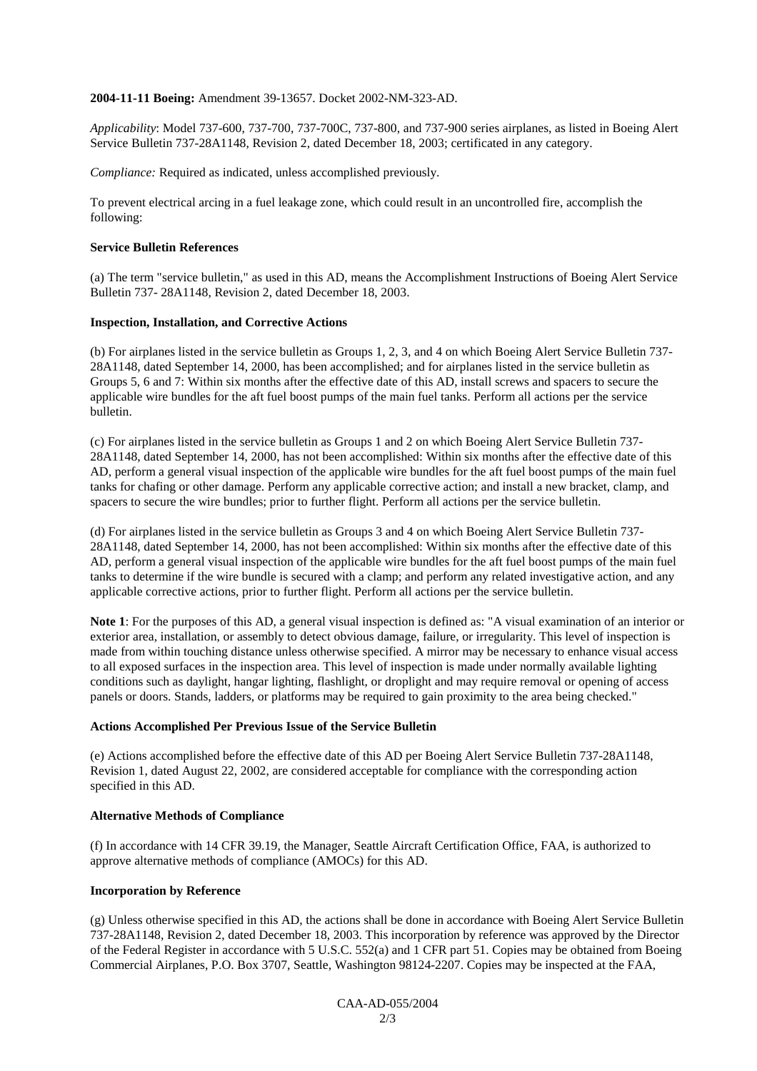**2004-11-11 Boeing:** Amendment 39-13657. Docket 2002-NM-323-AD.

*Applicability*: Model 737-600, 737-700, 737-700C, 737-800, and 737-900 series airplanes, as listed in Boeing Alert Service Bulletin 737-28A1148, Revision 2, dated December 18, 2003; certificated in any category.

*Compliance:* Required as indicated, unless accomplished previously.

To prevent electrical arcing in a fuel leakage zone, which could result in an uncontrolled fire, accomplish the following:

**Service Bulletin References**

(a) The term "service bulletin," as used in this AD, means the Accomplishment Instructions of Boeing Alert Service Bulletin 737- 28A1148, Revision 2, dated December 18, 2003.

**Inspection, Installation, and Corrective Actions**

(b) For airplanes listed in the service bulletin as Groups 1, 2, 3, and 4 on which Boeing Alert Service Bulletin 737-28A1148, dated September 14, 2000, has been accomplished; and for airplanes listed in the service bulletin as Groups 5, 6 and 7: Within six months after the effective date of this AD, install screws and spacers to secure the applicable wire bundles for the aft fuel boost pumps of the main fuel tanks. Perform all actions per the service bulletin.

(c) For airplanes listed in the service bulletin as Groups 1 and 2 on which Boeing Alert Service Bulletin 737-28A1148, dated September 14, 2000, has not been accomplished: Within six months after the effective date of this AD, perform a general visual inspection of the applicable wire bundles for the aft fuel boost pumps of the main fuel tanks for chafing or other damage. Perform any applicable corrective action; and install a new bracket, clamp, and spacers to secure the wire bundles; prior to further flight. Perform all actions per the service bulletin.

(d) For airplanes listed in the service bulletin as Groups 3 and 4 on which Boeing Alert Service Bulletin 737-28A1148, dated September 14, 2000, has not been accomplished: Within six months after the effective date of this AD, perform a general visual inspection of the applicable wire bundles for the aft fuel boost pumps of the main fuel tanks to determine if the wire bundle is secured with a clamp; and perform any related investigative action, and any applicable corrective actions, prior to further flight. Perform all actions per the service bulletin.

**Note 1**: For the purposes of this AD, a general visual inspection is defined as: "A visual examination of an interior or exterior area, installation, or assembly to detect obvious damage, failure, or irregularity. This level of inspection is made from within touching distance unless otherwise specified. A mirror may be necessary to enhance visual access to all exposed surfaces in the inspection area. This level of inspection is made under normally available lighting conditions such as daylight, hangar lighting, flashlight, or droplight and may require removal or opening of access panels or doors. Stands, ladders, or platforms may be required to gain proximity to the area being checked."

**Actions Accomplished Per Previous Issue of the Service Bulletin**

(e) Actions accomplished before the effective date of this AD per Boeing Alert Service Bulletin 737-28A1148, Revision 1, dated August 22, 2002, are considered acceptable for compliance with the corresponding action specified in this AD.

**Alternative Methods of Compliance**

(f) In accordance with 14 CFR 39.19, the Manager, Seattle Aircraft Certification Office, FAA, is authorized to approve alternative methods of compliance (AMOCs) for this AD.

**Incorporation by Reference**

(g) Unless otherwise specified in this AD, the actions shall be done in accordance with Boeing Alert Service Bulletin 737-28A1148, Revision 2, dated December 18, 2003. This incorporation by reference was approved by the Director of the Federal Register in accordance with 5 U.S.C. 552(a) and 1 CFR part 51. Copies may be obtained from Boeing Commercial Airplanes, P.O. Box 3707, Seattle, Washington 98124-2207. Copies may be inspected at the FAA,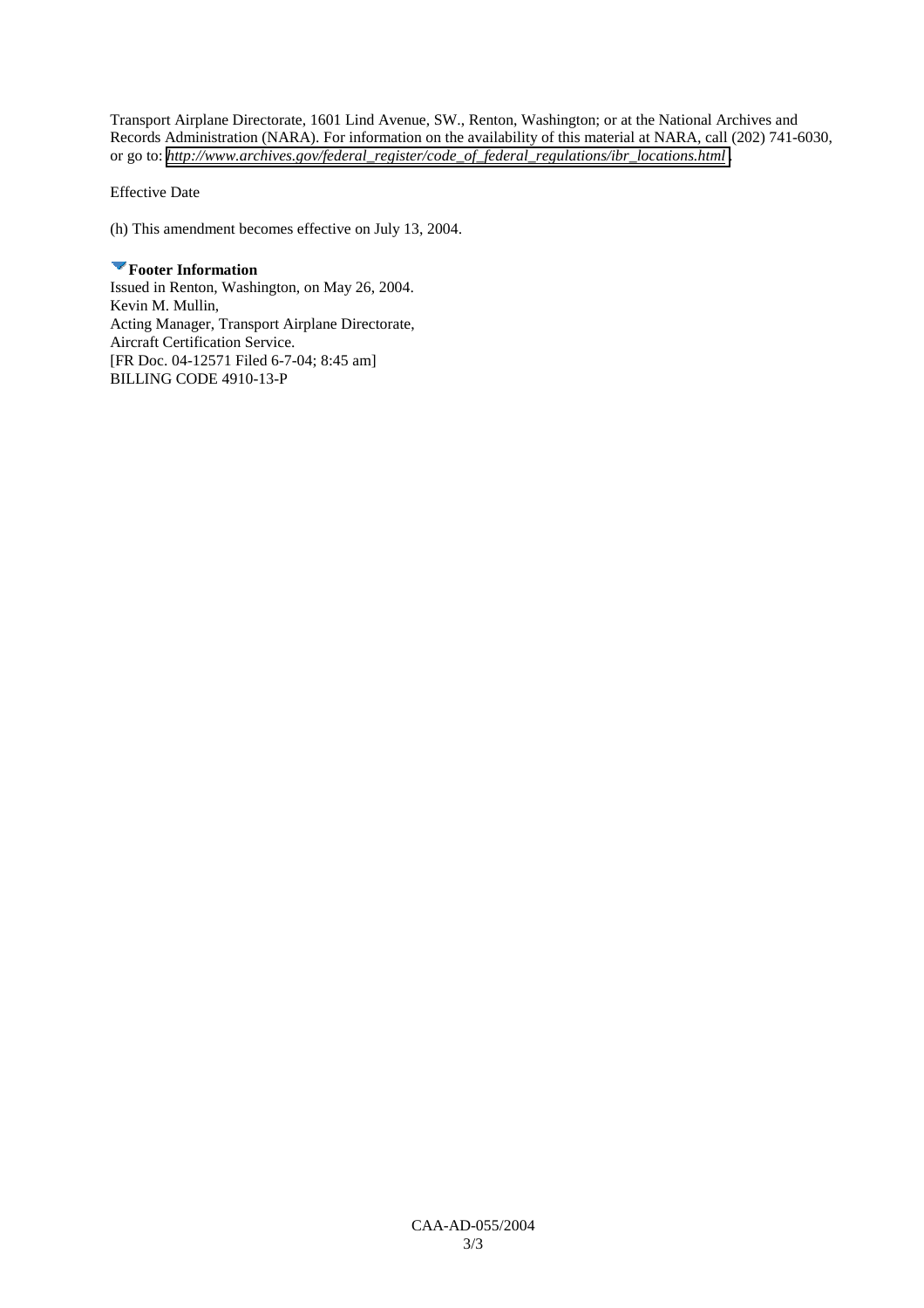Transport Airplane Directorate, 1601 Lind Avenue, SW., Renton, Washington; or at the National Archives and Records Administration (NARA). For information on the availability of this material at NARA, call (202) 741-6030, or go to: http://www.archives.gov/federal_register/code_of_federal_regulations/ibr_locations.html.

Effective Date

(h) This amendment becomes effective on July 13, 2004.

**Footer Information**

Issued in Renton, Washington, on May 26, 2004.
Kevin M. Mullin,
Acting Manager, Transport Airplane Directorate,
Aircraft Certification Service.
[FR Doc. 04-12571 Filed 6-7-04; 8:45 am]
BILLING CODE 4910-13-P

CAA-AD-055/2004